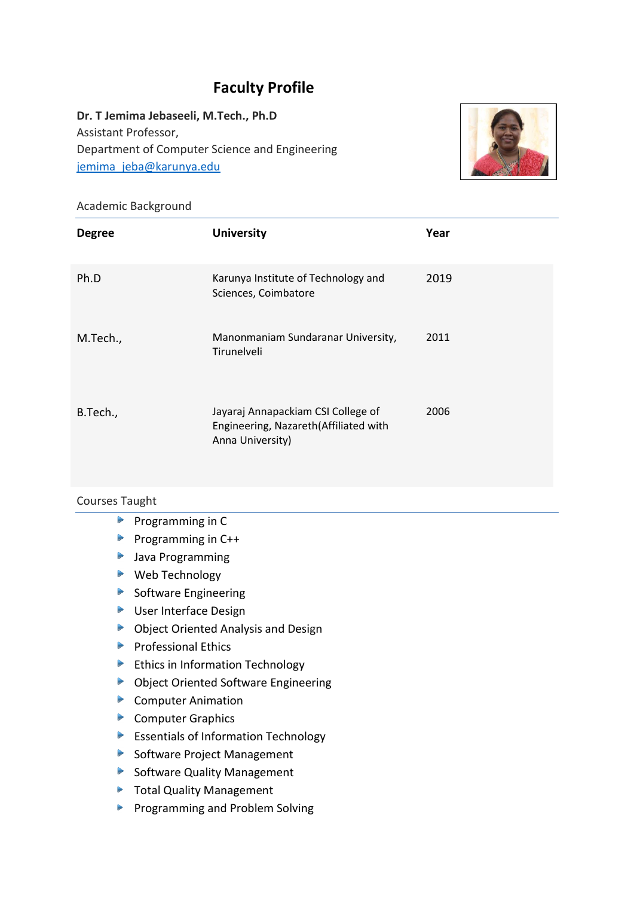# Faculty Profile

**Dr. T Jemima Jebaseeli, M.Tech., Ph.D**
Assistant Professor,
Department of Computer Science and Engineering
jemima_jeba@karunya.edu

## Academic Background

| Degree | University | Year |
|---|---|---|
| Ph.D | Karunya Institute of Technology and Sciences, Coimbatore | 2019 |
| M.Tech., | Manonmaniam Sundaranar University, Tirunelveli | 2011 |
| B.Tech., | Jayaraj Annapackiam CSI College of Engineering, Nazareth(Affiliated with Anna University) | 2006 |

## Courses Taught

- Programming in C
- Programming in C++
- Java Programming
- Web Technology
- Software Engineering
- User Interface Design
- Object Oriented Analysis and Design
- Professional Ethics
- Ethics in Information Technology
- Object Oriented Software Engineering
- Computer Animation
- Computer Graphics
- Essentials of Information Technology
- Software Project Management
- Software Quality Management
- Total Quality Management
- Programming and Problem Solving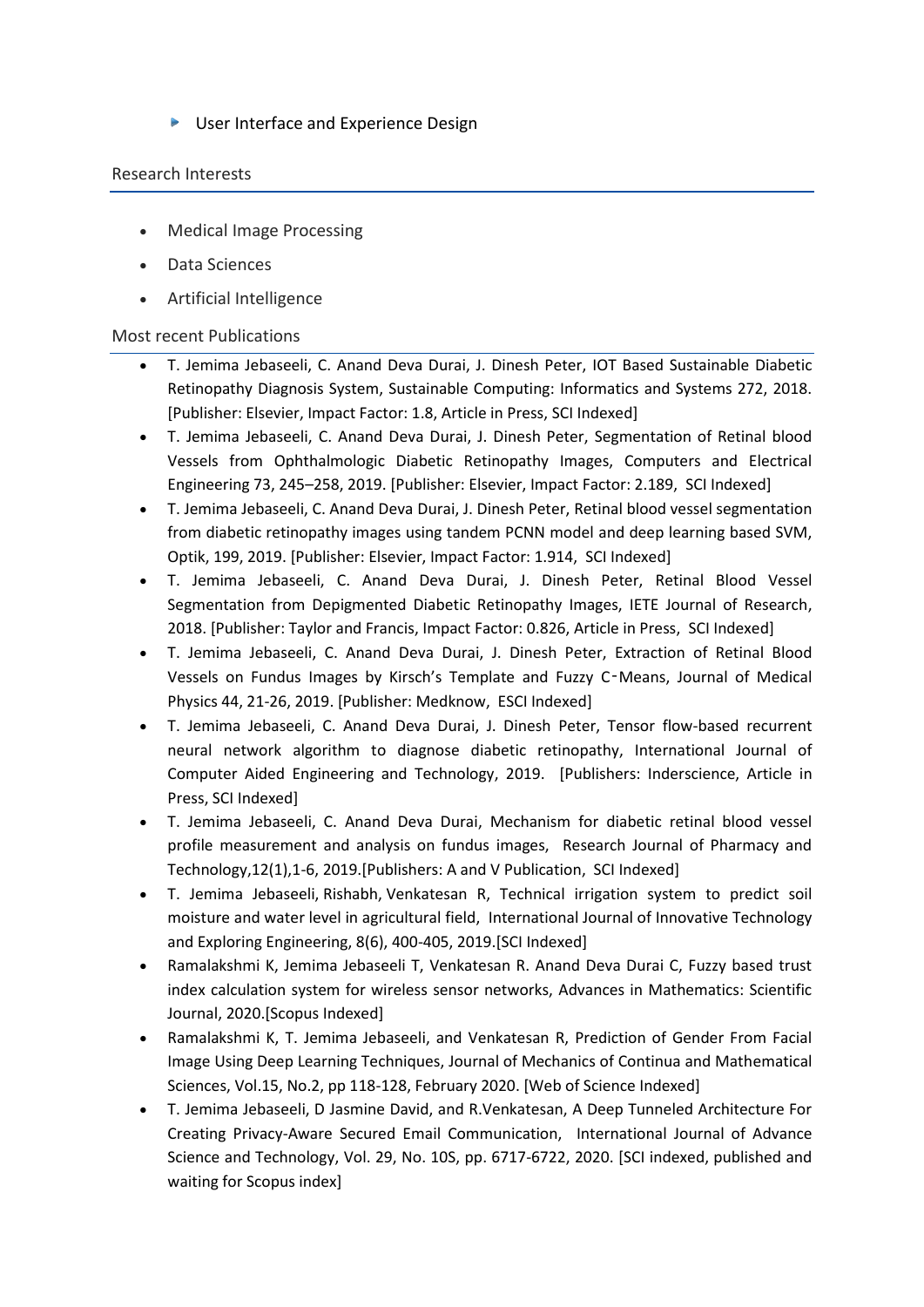- User Interface and Experience Design

## Research Interests

- Medical Image Processing
- Data Sciences
- Artificial Intelligence

## Most recent Publications

- T. Jemima Jebaseeli, C. Anand Deva Durai, J. Dinesh Peter, IOT Based Sustainable Diabetic Retinopathy Diagnosis System, Sustainable Computing: Informatics and Systems 272, 2018. [Publisher: Elsevier, Impact Factor: 1.8, Article in Press, SCI Indexed]
- T. Jemima Jebaseeli, C. Anand Deva Durai, J. Dinesh Peter, Segmentation of Retinal blood Vessels from Ophthalmologic Diabetic Retinopathy Images, Computers and Electrical Engineering 73, 245–258, 2019. [Publisher: Elsevier, Impact Factor: 2.189, SCI Indexed]
- T. Jemima Jebaseeli, C. Anand Deva Durai, J. Dinesh Peter, Retinal blood vessel segmentation from diabetic retinopathy images using tandem PCNN model and deep learning based SVM, Optik, 199, 2019. [Publisher: Elsevier, Impact Factor: 1.914, SCI Indexed]
- T. Jemima Jebaseeli, C. Anand Deva Durai, J. Dinesh Peter, Retinal Blood Vessel Segmentation from Depigmented Diabetic Retinopathy Images, IETE Journal of Research, 2018. [Publisher: Taylor and Francis, Impact Factor: 0.826, Article in Press, SCI Indexed]
- T. Jemima Jebaseeli, C. Anand Deva Durai, J. Dinesh Peter, Extraction of Retinal Blood Vessels on Fundus Images by Kirsch's Template and Fuzzy C‑Means, Journal of Medical Physics 44, 21-26, 2019. [Publisher: Medknow, ESCI Indexed]
- T. Jemima Jebaseeli, C. Anand Deva Durai, J. Dinesh Peter, Tensor flow-based recurrent neural network algorithm to diagnose diabetic retinopathy, International Journal of Computer Aided Engineering and Technology, 2019. [Publishers: Inderscience, Article in Press, SCI Indexed]
- T. Jemima Jebaseeli, C. Anand Deva Durai, Mechanism for diabetic retinal blood vessel profile measurement and analysis on fundus images, Research Journal of Pharmacy and Technology,12(1),1-6, 2019.[Publishers: A and V Publication, SCI Indexed]
- T. Jemima Jebaseeli, Rishabh, Venkatesan R, Technical irrigation system to predict soil moisture and water level in agricultural field, International Journal of Innovative Technology and Exploring Engineering, 8(6), 400-405, 2019.[SCI Indexed]
- Ramalakshmi K, Jemima Jebaseeli T, Venkatesan R. Anand Deva Durai C, Fuzzy based trust index calculation system for wireless sensor networks, Advances in Mathematics: Scientific Journal, 2020.[Scopus Indexed]
- Ramalakshmi K, T. Jemima Jebaseeli, and Venkatesan R, Prediction of Gender From Facial Image Using Deep Learning Techniques, Journal of Mechanics of Continua and Mathematical Sciences, Vol.15, No.2, pp 118-128, February 2020. [Web of Science Indexed]
- T. Jemima Jebaseeli, D Jasmine David, and R.Venkatesan, A Deep Tunneled Architecture For Creating Privacy-Aware Secured Email Communication, International Journal of Advance Science and Technology, Vol. 29, No. 10S, pp. 6717-6722, 2020. [SCI indexed, published and waiting for Scopus index]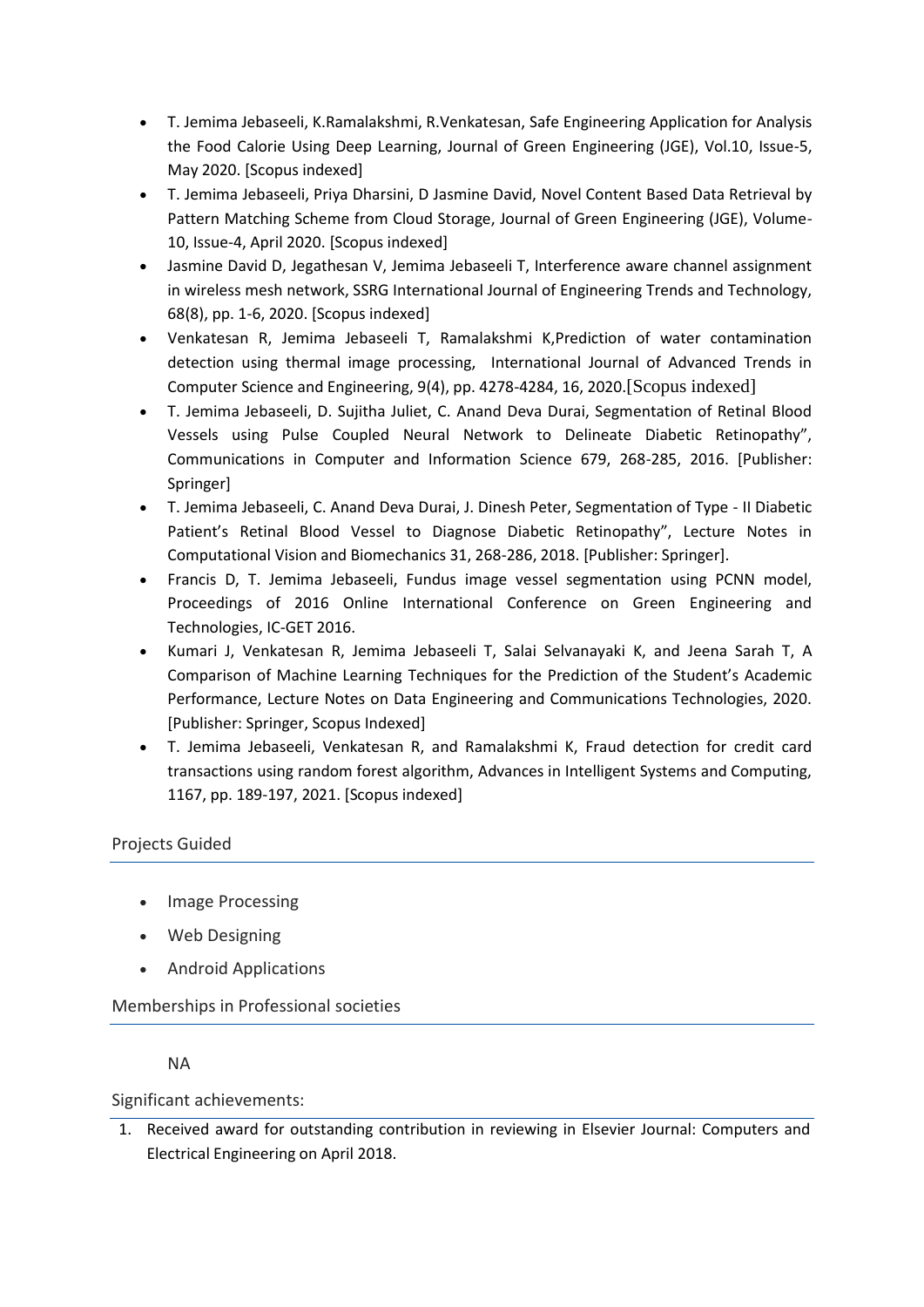- T. Jemima Jebaseeli, K.Ramalakshmi, R.Venkatesan, Safe Engineering Application for Analysis the Food Calorie Using Deep Learning, Journal of Green Engineering (JGE), Vol.10, Issue-5, May 2020. [Scopus indexed]
- T. Jemima Jebaseeli, Priya Dharsini, D Jasmine David, Novel Content Based Data Retrieval by Pattern Matching Scheme from Cloud Storage, Journal of Green Engineering (JGE), Volume-10, Issue-4, April 2020. [Scopus indexed]
- Jasmine David D, Jegathesan V, Jemima Jebaseeli T, Interference aware channel assignment in wireless mesh network, SSRG International Journal of Engineering Trends and Technology, 68(8), pp. 1-6, 2020. [Scopus indexed]
- Venkatesan R, Jemima Jebaseeli T, Ramalakshmi K,Prediction of water contamination detection using thermal image processing, International Journal of Advanced Trends in Computer Science and Engineering, 9(4), pp. 4278-4284, 16, 2020.[Scopus indexed]
- T. Jemima Jebaseeli, D. Sujitha Juliet, C. Anand Deva Durai, Segmentation of Retinal Blood Vessels using Pulse Coupled Neural Network to Delineate Diabetic Retinopathy", Communications in Computer and Information Science 679, 268-285, 2016. [Publisher: Springer]
- T. Jemima Jebaseeli, C. Anand Deva Durai, J. Dinesh Peter, Segmentation of Type - II Diabetic Patient's Retinal Blood Vessel to Diagnose Diabetic Retinopathy", Lecture Notes in Computational Vision and Biomechanics 31, 268-286, 2018. [Publisher: Springer].
- Francis D, T. Jemima Jebaseeli, Fundus image vessel segmentation using PCNN model, Proceedings of 2016 Online International Conference on Green Engineering and Technologies, IC-GET 2016.
- Kumari J, Venkatesan R, Jemima Jebaseeli T, Salai Selvanayaki K, and Jeena Sarah T, A Comparison of Machine Learning Techniques for the Prediction of the Student's Academic Performance, Lecture Notes on Data Engineering and Communications Technologies, 2020. [Publisher: Springer, Scopus Indexed]
- T. Jemima Jebaseeli, Venkatesan R, and Ramalakshmi K, Fraud detection for credit card transactions using random forest algorithm, Advances in Intelligent Systems and Computing, 1167, pp. 189-197, 2021. [Scopus indexed]

## Projects Guided

- Image Processing
- Web Designing
- Android Applications

## Memberships in Professional societies

NA

## Significant achievements:

1. Received award for outstanding contribution in reviewing in Elsevier Journal: Computers and Electrical Engineering on April 2018.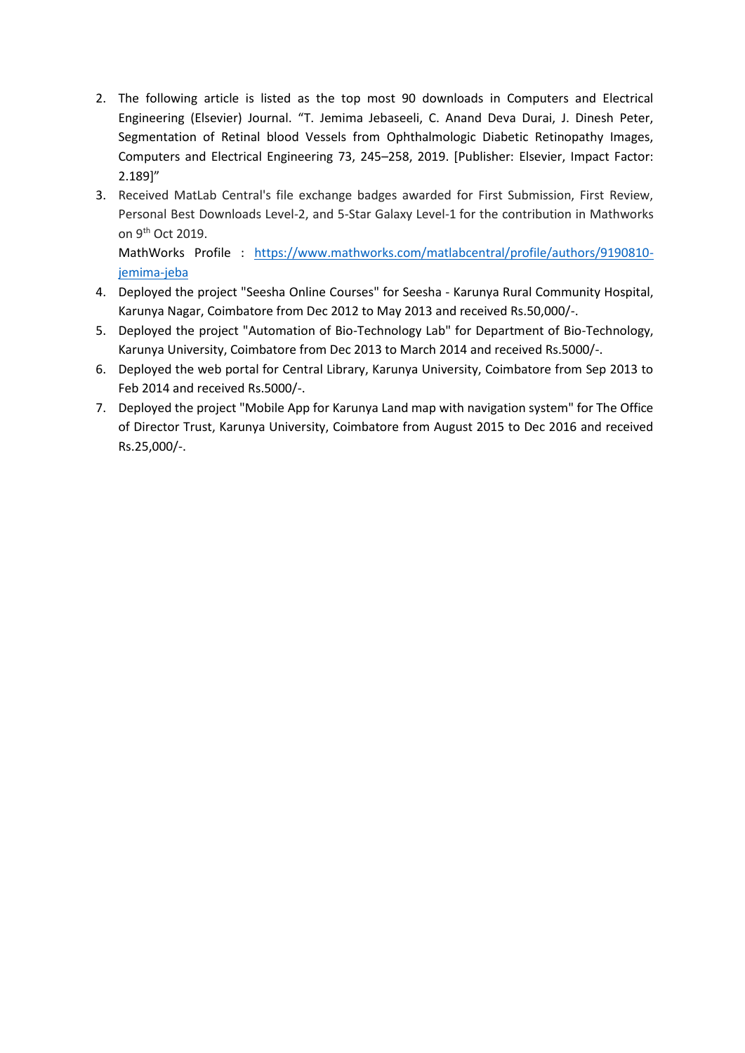2. The following article is listed as the top most 90 downloads in Computers and Electrical Engineering (Elsevier) Journal. "T. Jemima Jebaseeli, C. Anand Deva Durai, J. Dinesh Peter, Segmentation of Retinal blood Vessels from Ophthalmologic Diabetic Retinopathy Images, Computers and Electrical Engineering 73, 245–258, 2019. [Publisher: Elsevier, Impact Factor: 2.189]"
3. Received MatLab Central's file exchange badges awarded for First Submission, First Review, Personal Best Downloads Level-2, and 5-Star Galaxy Level-1 for the contribution in Mathworks on 9th Oct 2019.
   MathWorks Profile : [https://www.mathworks.com/matlabcentral/profile/authors/9190810-jemima-jeba](https://www.mathworks.com/matlabcentral/profile/authors/9190810-jemima-jeba)
4. Deployed the project "Seesha Online Courses" for Seesha - Karunya Rural Community Hospital, Karunya Nagar, Coimbatore from Dec 2012 to May 2013 and received Rs.50,000/-.
5. Deployed the project "Automation of Bio-Technology Lab" for Department of Bio-Technology, Karunya University, Coimbatore from Dec 2013 to March 2014 and received Rs.5000/-.
6. Deployed the web portal for Central Library, Karunya University, Coimbatore from Sep 2013 to Feb 2014 and received Rs.5000/-.
7. Deployed the project "Mobile App for Karunya Land map with navigation system" for The Office of Director Trust, Karunya University, Coimbatore from August 2015 to Dec 2016 and received Rs.25,000/-.